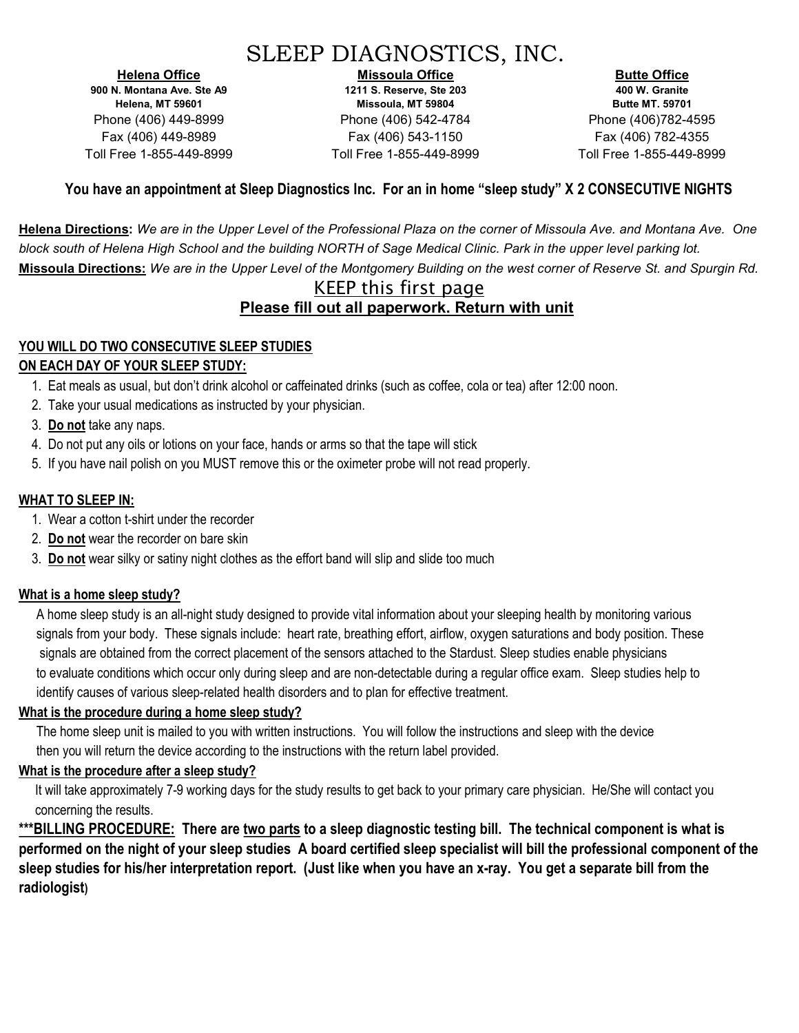# SLEEP DIAGNOSTICS, INC.

**Helena Office**
**900 N. Montana Ave. Ste A9**
**Helena, MT 59601**
Phone (406) 449-8999
Fax (406) 449-8989
Toll Free 1-855-449-8999

**Missoula Office**
**1211 S. Reserve, Ste 203**
**Missoula, MT 59804**
Phone (406) 542-4784
Fax (406) 543-1150
Toll Free 1-855-449-8999

**Butte Office**
**400 W. Granite**
**Butte MT. 59701**
Phone (406)782-4595
Fax (406) 782-4355
Toll Free 1-855-449-8999

**You have an appointment at Sleep Diagnostics Inc. For an in home "sleep study" X 2 CONSECUTIVE NIGHTS**

**Helena Directions:** *We are in the Upper Level of the Professional Plaza on the corner of Missoula Ave. and Montana Ave. One block south of Helena High School and the building NORTH of Sage Medical Clinic. Park in the upper level parking lot.*

**Missoula Directions:** *We are in the Upper Level of the Montgomery Building on the west corner of Reserve St. and Spurgin Rd.*

## KEEP this first page

**Please fill out all paperwork. Return with unit**

**YOU WILL DO TWO CONSECUTIVE SLEEP STUDIES**

**ON EACH DAY OF YOUR SLEEP STUDY:**

1. Eat meals as usual, but don't drink alcohol or caffeinated drinks (such as coffee, cola or tea) after 12:00 noon.
2. Take your usual medications as instructed by your physician.
3. **Do not** take any naps.
4. Do not put any oils or lotions on your face, hands or arms so that the tape will stick
5. If you have nail polish on you MUST remove this or the oximeter probe will not read properly.

**WHAT TO SLEEP IN:**

1. Wear a cotton t-shirt under the recorder
2. **Do not** wear the recorder on bare skin
3. **Do not** wear silky or satiny night clothes as the effort band will slip and slide too much

**What is a home sleep study?**

A home sleep study is an all-night study designed to provide vital information about your sleeping health by monitoring various signals from your body. These signals include: heart rate, breathing effort, airflow, oxygen saturations and body position. These signals are obtained from the correct placement of the sensors attached to the Stardust. Sleep studies enable physicians to evaluate conditions which occur only during sleep and are non-detectable during a regular office exam. Sleep studies help to identify causes of various sleep-related health disorders and to plan for effective treatment.

**What is the procedure during a home sleep study?**

The home sleep unit is mailed to you with written instructions. You will follow the instructions and sleep with the device then you will return the device according to the instructions with the return label provided.

**What is the procedure after a sleep study?**

It will take approximately 7-9 working days for the study results to get back to your primary care physician. He/She will contact you concerning the results.

**\*\*\*BILLING PROCEDURE: There are two parts to a sleep diagnostic testing bill. The technical component is what is performed on the night of your sleep studies A board certified sleep specialist will bill the professional component of the sleep studies for his/her interpretation report. (Just like when you have an x-ray. You get a separate bill from the radiologist)**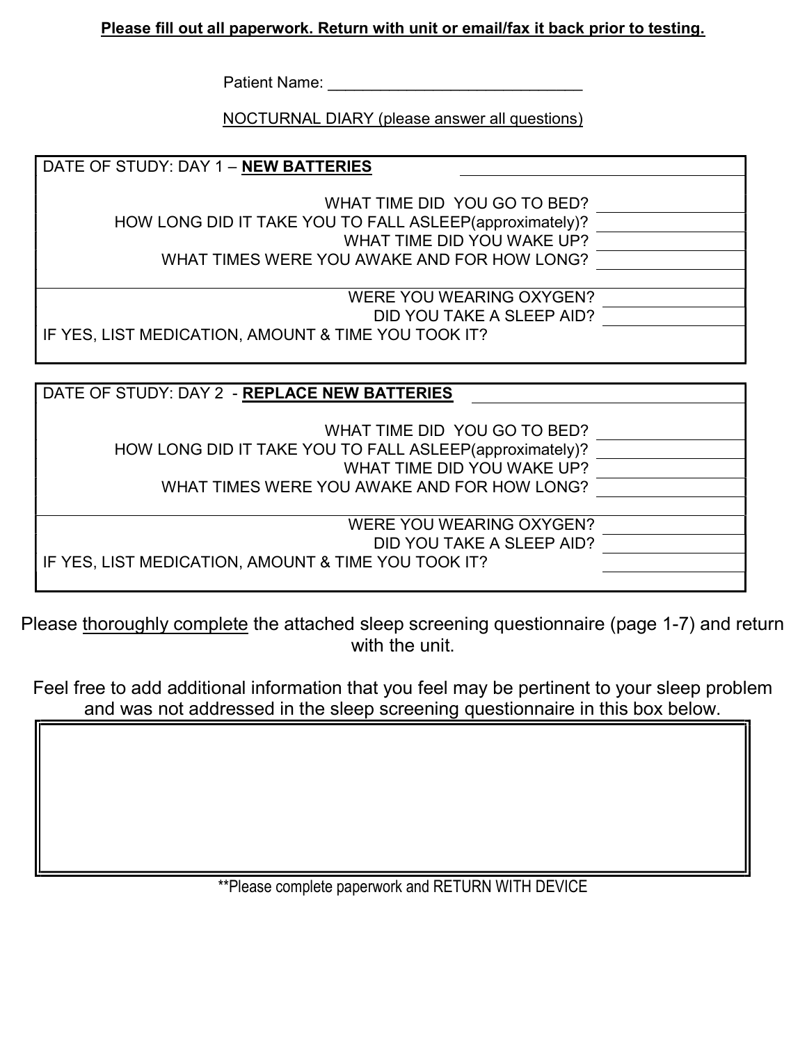**Please fill out all paperwork. Return with unit or email/fax it back prior to testing.**

Patient Name: ______________________________

NOCTURNAL DIARY (please answer all questions)

| DATE OF STUDY: DAY 1 – **NEW BATTERIES** | |
|---|---|
| WHAT TIME DID YOU GO TO BED? | |
| HOW LONG DID IT TAKE YOU TO FALL ASLEEP(approximately)? | |
| WHAT TIME DID YOU WAKE UP? | |
| WHAT TIMES WERE YOU AWAKE AND FOR HOW LONG? | |
| WERE YOU WEARING OXYGEN? | |
| DID YOU TAKE A SLEEP AID? | |
| IF YES, LIST MEDICATION, AMOUNT & TIME YOU TOOK IT? | |

| DATE OF STUDY: DAY 2 - **REPLACE NEW BATTERIES** | |
|---|---|
| WHAT TIME DID YOU GO TO BED? | |
| HOW LONG DID IT TAKE YOU TO FALL ASLEEP(approximately)? | |
| WHAT TIME DID YOU WAKE UP? | |
| WHAT TIMES WERE YOU AWAKE AND FOR HOW LONG? | |
| WERE YOU WEARING OXYGEN? | |
| DID YOU TAKE A SLEEP AID? | |
| IF YES, LIST MEDICATION, AMOUNT & TIME YOU TOOK IT? | |

Please thoroughly complete the attached sleep screening questionnaire (page 1-7) and return with the unit.

Feel free to add additional information that you feel may be pertinent to your sleep problem and was not addressed in the sleep screening questionnaire in this box below.

| |
|---|
| |

**Please complete paperwork and RETURN WITH DEVICE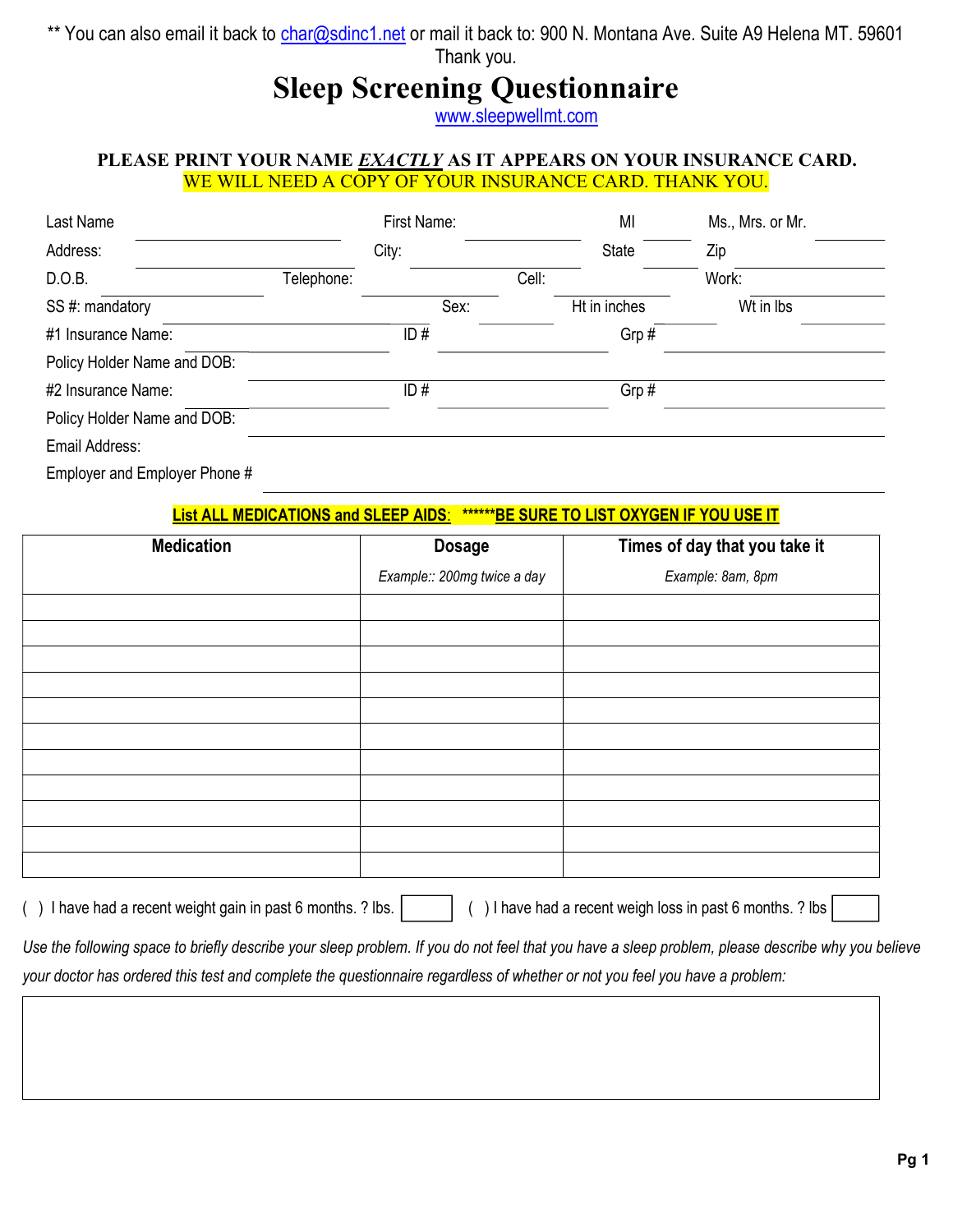** You can also email it back to char@sdinc1.net or mail it back to: 900 N. Montana Ave. Suite A9 Helena MT. 59601
Thank you.

# Sleep Screening Questionnaire

www.sleepwellmt.com

**PLEASE PRINT YOUR NAME *EXACTLY* AS IT APPEARS ON YOUR INSURANCE CARD.**
WE WILL NEED A COPY OF YOUR INSURANCE CARD. THANK YOU.

Last Name ____________ First Name: ____________ MI ______ Ms., Mrs. or Mr. ______

Address: ____________ City: ____________ State ______ Zip ____________

D.O.B. ____________ Telephone: ____________ Cell: ____________ Work: ____________

SS #: mandatory ____________ Sex: ______ Ht in inches ______ Wt in lbs ______

#1 Insurance Name: ____________ ID # ____________ Grp # ____________

Policy Holder Name and DOB: ____________________________

#2 Insurance Name: ____________ ID # ____________ Grp # ____________

Policy Holder Name and DOB: ____________________________

Email Address: ____________________________

Employer and Employer Phone # ____________________________

**List ALL MEDICATIONS and SLEEP AIDS: ******BE SURE TO LIST OXYGEN IF YOU USE IT**

| Medication | Dosage<br>*Example:: 200mg twice a day* | Times of day that you take it<br>*Example: 8am, 8pm* |
|---|---|---|
| | | |
| | | |
| | | |
| | | |
| | | |
| | | |
| | | |
| | | |
| | | |
| | | |
| | | |

( ) I have had a recent weight gain in past 6 months. ? lbs. [ ] ( ) I have had a recent weigh loss in past 6 months. ? lbs [ ]

*Use the following space to briefly describe your sleep problem. If you do not feel that you have a sleep problem, please describe why you believe your doctor has ordered this test and complete the questionnaire regardless of whether or not you feel you have a problem:*

|   |
|---|
|   |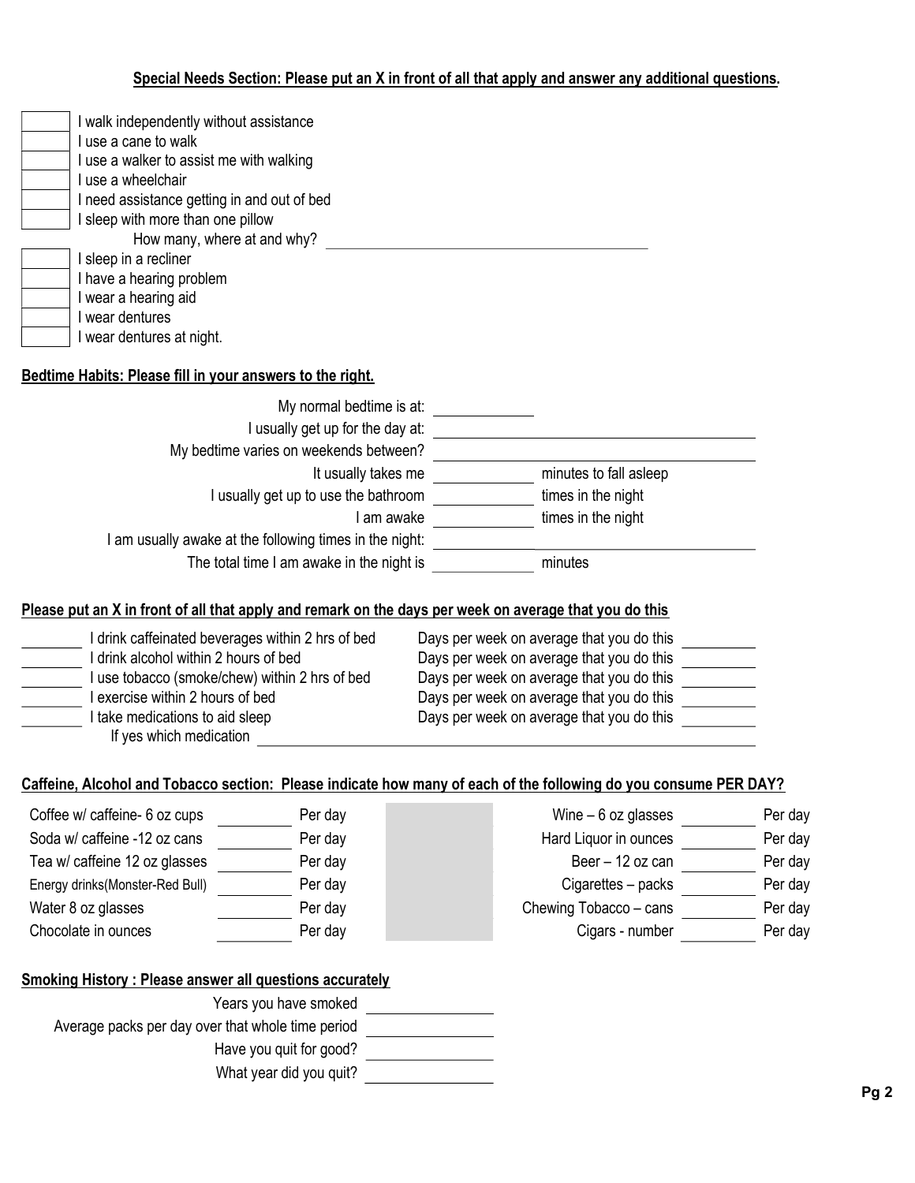**Special Needs Section: Please put an X in front of all that apply and answer any additional questions.**

- [ ] I walk independently without assistance
- [ ] I use a cane to walk
- [ ] I use a walker to assist me with walking
- [ ] I use a wheelchair
- [ ] I need assistance getting in and out of bed
- [ ] I sleep with more than one pillow
  - How many, where at and why? ________________________
- [ ] I sleep in a recliner
- [ ] I have a hearing problem
- [ ] I wear a hearing aid
- [ ] I wear dentures
- [ ] I wear dentures at night.

**Bedtime Habits: Please fill in your answers to the right.**

My normal bedtime is at: __________

I usually get up for the day at: ________________________

My bedtime varies on weekends between? ________________________

It usually takes me __________ minutes to fall asleep

I usually get up to use the bathroom __________ times in the night

I am awake __________ times in the night

I am usually awake at the following times in the night: ________________________

The total time I am awake in the night is __________ minutes

**Please put an X in front of all that apply and remark on the days per week on average that you do this**

| | | | |
|---|---|---|---|
| ______ | I drink caffeinated beverages within 2 hrs of bed | Days per week on average that you do this | ______ |
| ______ | I drink alcohol within 2 hours of bed | Days per week on average that you do this | ______ |
| ______ | I use tobacco (smoke/chew) within 2 hrs of bed | Days per week on average that you do this | ______ |
| ______ | I exercise within 2 hours of bed | Days per week on average that you do this | ______ |
| ______ | I take medications to aid sleep | Days per week on average that you do this | ______ |

If yes which medication ________________________

**Caffeine, Alcohol and Tobacco section: Please indicate how many of each of the following do you consume PER DAY?**

| | | | | | |
|---|---|---|---|---|---|
| Coffee w/ caffeine- 6 oz cups | ______ | Per day | Wine – 6 oz glasses | ______ | Per day |
| Soda w/ caffeine -12 oz cans | ______ | Per day | Hard Liquor in ounces | ______ | Per day |
| Tea w/ caffeine 12 oz glasses | ______ | Per day | Beer – 12 oz can | ______ | Per day |
| Energy drinks(Monster-Red Bull) | ______ | Per day | Cigarettes – packs | ______ | Per day |
| Water 8 oz glasses | ______ | Per day | Chewing Tobacco – cans | ______ | Per day |
| Chocolate in ounces | ______ | Per day | Cigars - number | ______ | Per day |

**Smoking History : Please answer all questions accurately**

Years you have smoked __________

Average packs per day over that whole time period __________

Have you quit for good? __________

What year did you quit? __________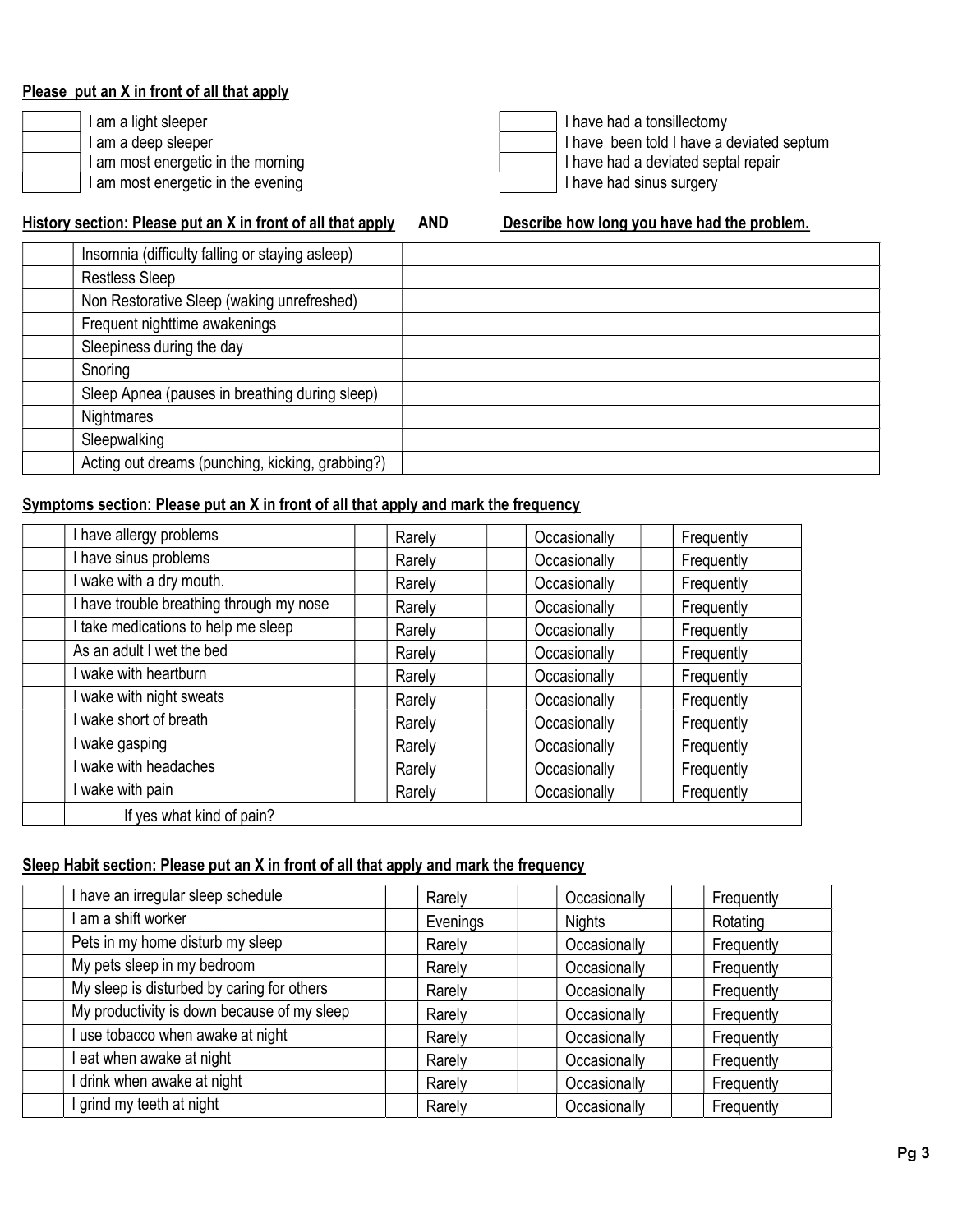**Please put an X in front of all that apply**

| | |
|---|---|
| | I am a light sleeper |
| | I am a deep sleeper |
| | I am most energetic in the morning |
| | I am most energetic in the evening |

| | |
|---|---|
| | I have had a tonsillectomy |
| | I have been told I have a deviated septum |
| | I have had a deviated septal repair |
| | I have had sinus surgery |

**History section: Please put an X in front of all that apply AND Describe how long you have had the problem.**

| | | |
|---|---|---|
| | Insomnia (difficulty falling or staying asleep) | |
| | Restless Sleep | |
| | Non Restorative Sleep (waking unrefreshed) | |
| | Frequent nighttime awakenings | |
| | Sleepiness during the day | |
| | Snoring | |
| | Sleep Apnea (pauses in breathing during sleep) | |
| | Nightmares | |
| | Sleepwalking | |
| | Acting out dreams (punching, kicking, grabbing?) | |

**Symptoms section: Please put an X in front of all that apply and mark the frequency**

| | | | | | | | |
|---|---|---|---|---|---|---|---|
| | I have allergy problems | | Rarely | | Occasionally | | Frequently |
| | I have sinus problems | | Rarely | | Occasionally | | Frequently |
| | I wake with a dry mouth. | | Rarely | | Occasionally | | Frequently |
| | I have trouble breathing through my nose | | Rarely | | Occasionally | | Frequently |
| | I take medications to help me sleep | | Rarely | | Occasionally | | Frequently |
| | As an adult I wet the bed | | Rarely | | Occasionally | | Frequently |
| | I wake with heartburn | | Rarely | | Occasionally | | Frequently |
| | I wake with night sweats | | Rarely | | Occasionally | | Frequently |
| | I wake short of breath | | Rarely | | Occasionally | | Frequently |
| | I wake gasping | | Rarely | | Occasionally | | Frequently |
| | I wake with headaches | | Rarely | | Occasionally | | Frequently |
| | I wake with pain | | Rarely | | Occasionally | | Frequently |
| | If yes what kind of pain? | | | | | | |

**Sleep Habit section: Please put an X in front of all that apply and mark the frequency**

| | | | | | | | |
|---|---|---|---|---|---|---|---|
| | I have an irregular sleep schedule | | Rarely | | Occasionally | | Frequently |
| | I am a shift worker | | Evenings | | Nights | | Rotating |
| | Pets in my home disturb my sleep | | Rarely | | Occasionally | | Frequently |
| | My pets sleep in my bedroom | | Rarely | | Occasionally | | Frequently |
| | My sleep is disturbed by caring for others | | Rarely | | Occasionally | | Frequently |
| | My productivity is down because of my sleep | | Rarely | | Occasionally | | Frequently |
| | I use tobacco when awake at night | | Rarely | | Occasionally | | Frequently |
| | I eat when awake at night | | Rarely | | Occasionally | | Frequently |
| | I drink when awake at night | | Rarely | | Occasionally | | Frequently |
| | I grind my teeth at night | | Rarely | | Occasionally | | Frequently |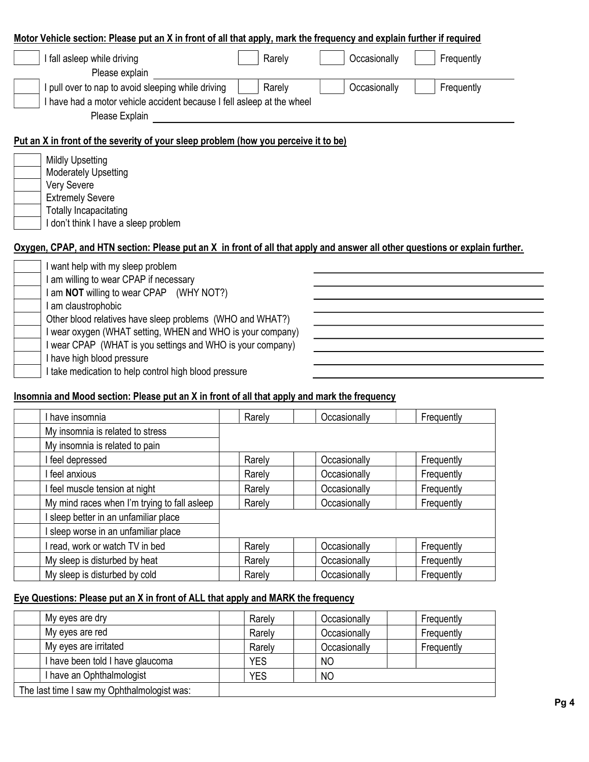**Motor Vehicle section: Please put an X in front of all that apply, mark the frequency and explain further if required**

| | | | | | | | |
|---|---|---|---|---|---|---|---|
| | I fall asleep while driving | | Rarely | | Occasionally | | Frequently |
| | Please explain | | | | | | |
| | I pull over to nap to avoid sleeping while driving | | Rarely | | Occasionally | | Frequently |
| | I have had a motor vehicle accident because I fell asleep at the wheel | | | | | | |
| | Please Explain | | | | | | |

**Put an X in front of the severity of your sleep problem (how you perceive it to be)**

| | |
|---|---|
| | Mildly Upsetting |
| | Moderately Upsetting |
| | Very Severe |
| | Extremely Severe |
| | Totally Incapacitating |
| | I don't think I have a sleep problem |

**Oxygen, CPAP, and HTN section: Please put an X in front of all that apply and answer all other questions or explain further.**

| | | |
|---|---|---|
| | I want help with my sleep problem | |
| | I am willing to wear CPAP if necessary | |
| | I am **NOT** willing to wear CPAP (WHY NOT?) | |
| | I am claustrophobic | |
| | Other blood relatives have sleep problems (WHO and WHAT?) | |
| | I wear oxygen (WHAT setting, WHEN and WHO is your company) | |
| | I wear CPAP (WHAT is you settings and WHO is your company) | |
| | I have high blood pressure | |
| | I take medication to help control high blood pressure | |

**Insomnia and Mood section: Please put an X in front of all that apply and mark the frequency**

| | | | | | | | |
|---|---|---|---|---|---|---|---|
| | I have insomnia | | Rarely | | Occasionally | | Frequently |
| | My insomnia is related to stress | | | | | | |
| | My insomnia is related to pain | | | | | | |
| | I feel depressed | | Rarely | | Occasionally | | Frequently |
| | I feel anxious | | Rarely | | Occasionally | | Frequently |
| | I feel muscle tension at night | | Rarely | | Occasionally | | Frequently |
| | My mind races when I'm trying to fall asleep | | Rarely | | Occasionally | | Frequently |
| | I sleep better in an unfamiliar place | | | | | | |
| | I sleep worse in an unfamiliar place | | | | | | |
| | I read, work or watch TV in bed | | Rarely | | Occasionally | | Frequently |
| | My sleep is disturbed by heat | | Rarely | | Occasionally | | Frequently |
| | My sleep is disturbed by cold | | Rarely | | Occasionally | | Frequently |

**Eye Questions: Please put an X in front of ALL that apply and MARK the frequency**

| | | | | | | | |
|---|---|---|---|---|---|---|---|
| | My eyes are dry | | Rarely | | Occasionally | | Frequently |
| | My eyes are red | | Rarely | | Occasionally | | Frequently |
| | My eyes are irritated | | Rarely | | Occasionally | | Frequently |
| | I have been told I have glaucoma | | YES | | NO | | |
| | I have an Ophthalmologist | | YES | | NO | | |
| The last time I saw my Ophthalmologist was: | | | | | | | |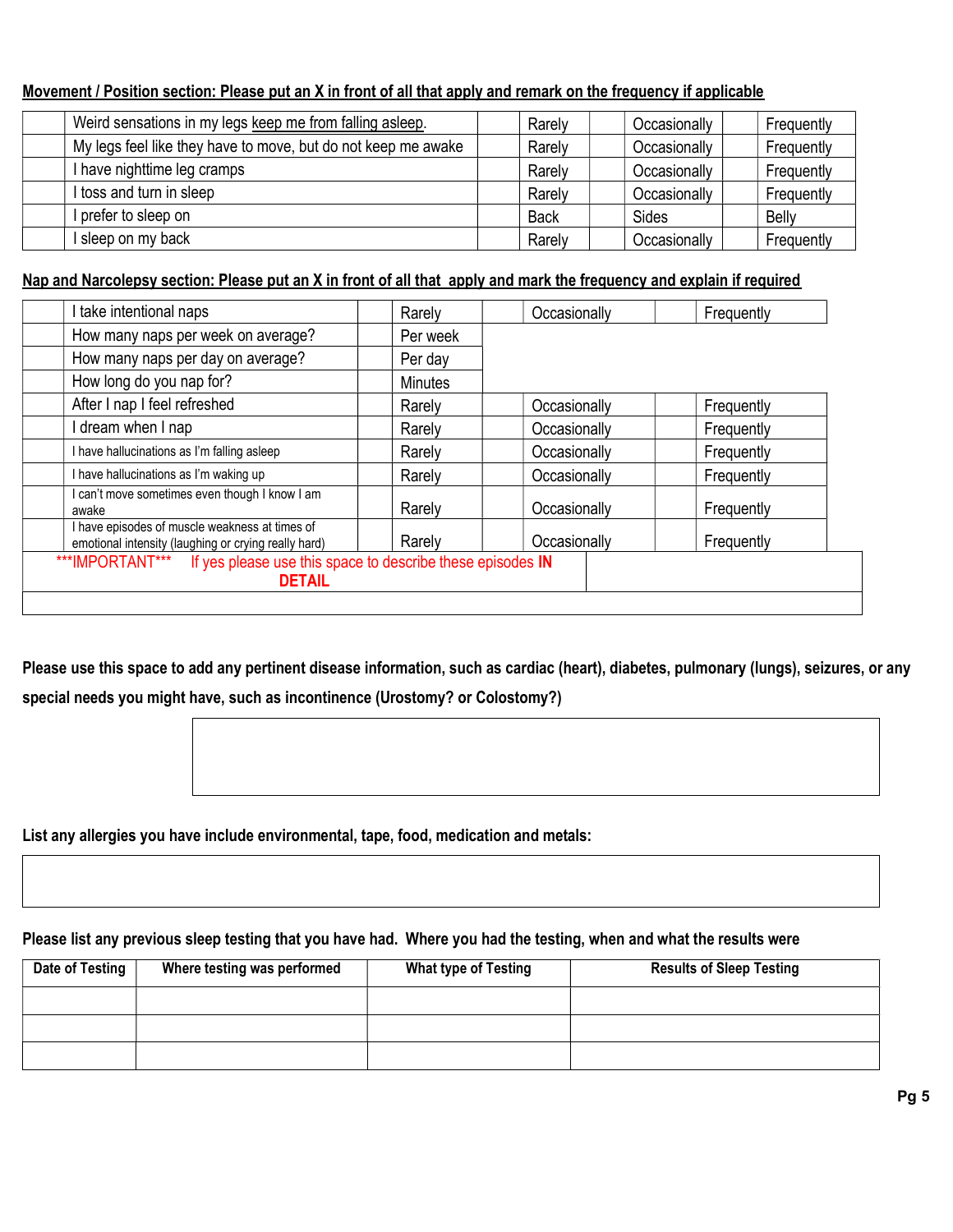**Movement / Position section: Please put an X in front of all that apply and remark on the frequency if applicable**

| | | | | | | | |
|---|---|---|---|---|---|---|---|
| | Weird sensations in my legs keep me from falling asleep. | | Rarely | | Occasionally | | Frequently |
| | My legs feel like they have to move, but do not keep me awake | | Rarely | | Occasionally | | Frequently |
| | I have nighttime leg cramps | | Rarely | | Occasionally | | Frequently |
| | I toss and turn in sleep | | Rarely | | Occasionally | | Frequently |
| | I prefer to sleep on | | Back | | Sides | | Belly |
| | I sleep on my back | | Rarely | | Occasionally | | Frequently |

**Nap and Narcolepsy section: Please put an X in front of all that apply and mark the frequency and explain if required**

| | | | | | | | |
|---|---|---|---|---|---|---|---|
| | I take intentional naps | | Rarely | | Occasionally | | Frequently |
| | How many naps per week on average? | | Per week | | | | |
| | How many naps per day on average? | | Per day | | | | |
| | How long do you nap for? | | Minutes | | | | |
| | After I nap I feel refreshed | | Rarely | | Occasionally | | Frequently |
| | I dream when I nap | | Rarely | | Occasionally | | Frequently |
| | I have hallucinations as I'm falling asleep | | Rarely | | Occasionally | | Frequently |
| | I have hallucinations as I'm waking up | | Rarely | | Occasionally | | Frequently |
| | I can't move sometimes even though I know I am awake | | Rarely | | Occasionally | | Frequently |
| | I have episodes of muscle weakness at times of emotional intensity (laughing or crying really hard) | | Rarely | | Occasionally | | Frequently |

***IMPORTANT*** If yes please use this space to describe these episodes **IN DETAIL**

**Please use this space to add any pertinent disease information, such as cardiac (heart), diabetes, pulmonary (lungs), seizures, or any special needs you might have, such as incontinence (Urostomy? or Colostomy?)**

**List any allergies you have include environmental, tape, food, medication and metals:**

**Please list any previous sleep testing that you have had. Where you had the testing, when and what the results were**

| Date of Testing | Where testing was performed | What type of Testing | Results of Sleep Testing |
|---|---|---|---|
| | | | |
| | | | |
| | | | |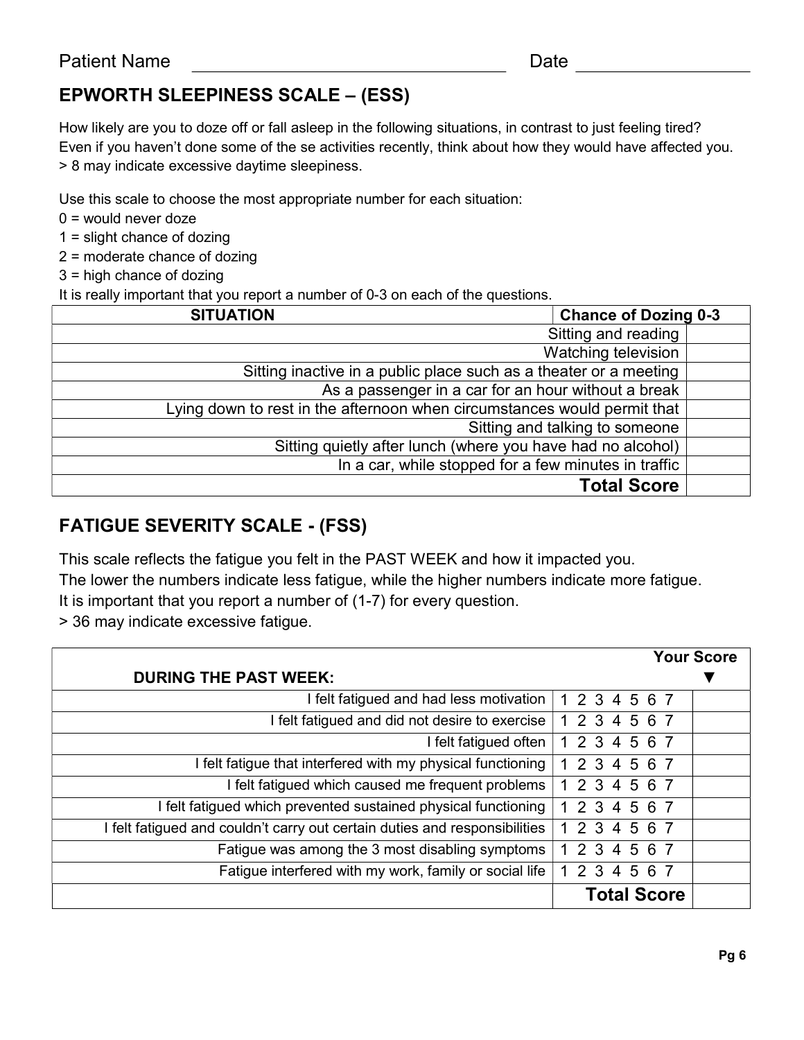Patient Name ________________________________ Date _________________

## EPWORTH SLEEPINESS SCALE – (ESS)

How likely are you to doze off or fall asleep in the following situations, in contrast to just feeling tired?
Even if you haven't done some of the se activities recently, think about how they would have affected you.
> 8 may indicate excessive daytime sleepiness.

Use this scale to choose the most appropriate number for each situation:

0 = would never doze
1 = slight chance of dozing
2 = moderate chance of dozing
3 = high chance of dozing

It is really important that you report a number of 0-3 on each of the questions.

| SITUATION | Chance of Dozing 0-3 |
|---|---|
| Sitting and reading | |
| Watching television | |
| Sitting inactive in a public place such as a theater or a meeting | |
| As a passenger in a car for an hour without a break | |
| Lying down to rest in the afternoon when circumstances would permit that | |
| Sitting and talking to someone | |
| Sitting quietly after lunch (where you have had no alcohol) | |
| In a car, while stopped for a few minutes in traffic | |
| **Total Score** | |

## FATIGUE SEVERITY SCALE - (FSS)

This scale reflects the fatigue you felt in the PAST WEEK and how it impacted you.
The lower the numbers indicate less fatigue, while the higher numbers indicate more fatigue.
It is important that you report a number of (1-7) for every question.
> 36 may indicate excessive fatigue.

| DURING THE PAST WEEK: | | Your Score ▼ |
|---|---|---|
| I felt fatigued and had less motivation | 1 2 3 4 5 6 7 | |
| I felt fatigued and did not desire to exercise | 1 2 3 4 5 6 7 | |
| I felt fatigued often | 1 2 3 4 5 6 7 | |
| I felt fatigue that interfered with my physical functioning | 1 2 3 4 5 6 7 | |
| I felt fatigued which caused me frequent problems | 1 2 3 4 5 6 7 | |
| I felt fatigued which prevented sustained physical functioning | 1 2 3 4 5 6 7 | |
| I felt fatigued and couldn't carry out certain duties and responsibilities | 1 2 3 4 5 6 7 | |
| Fatigue was among the 3 most disabling symptoms | 1 2 3 4 5 6 7 | |
| Fatigue interfered with my work, family or social life | 1 2 3 4 5 6 7 | |
| | **Total Score** | |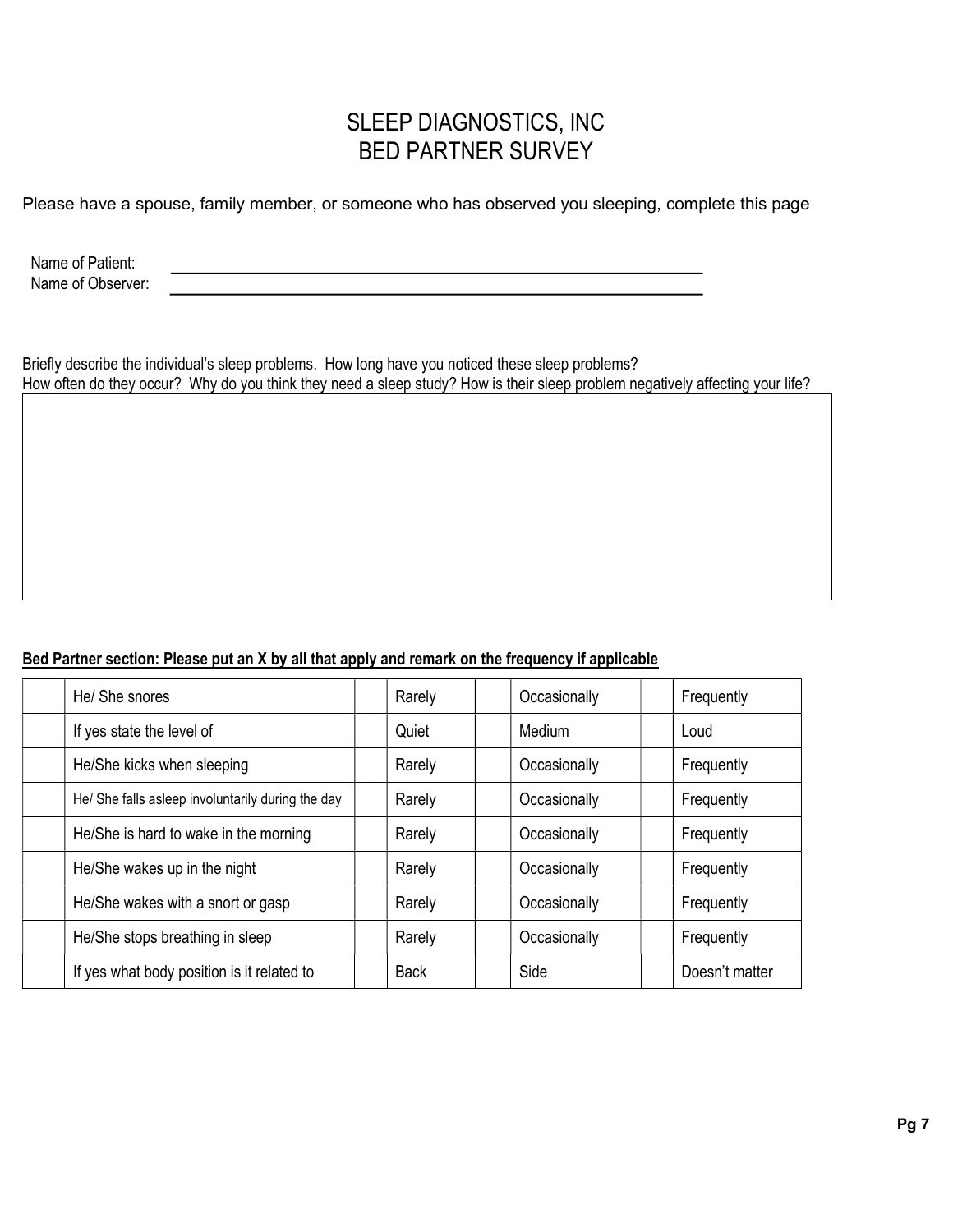# SLEEP DIAGNOSTICS, INC
# BED PARTNER SURVEY

Please have a spouse, family member, or someone who has observed you sleeping, complete this page

Name of Patient: ______________________________

Name of Observer: ______________________________

Briefly describe the individual's sleep problems. How long have you noticed these sleep problems?
How often do they occur? Why do you think they need a sleep study? How is their sleep problem negatively affecting your life?

|  |
| --- |
|  |

**<u>Bed Partner section: Please put an X by all that apply and remark on the frequency if applicable</u>**

|  |  |  |  |  |  |  |  |
| --- | --- | --- | --- | --- | --- | --- | --- |
|  | He/ She snores |  | Rarely |  | Occasionally |  | Frequently |
|  | If yes state the level of |  | Quiet |  | Medium |  | Loud |
|  | He/She kicks when sleeping |  | Rarely |  | Occasionally |  | Frequently |
|  | He/ She falls asleep involuntarily during the day |  | Rarely |  | Occasionally |  | Frequently |
|  | He/She is hard to wake in the morning |  | Rarely |  | Occasionally |  | Frequently |
|  | He/She wakes up in the night |  | Rarely |  | Occasionally |  | Frequently |
|  | He/She wakes with a snort or gasp |  | Rarely |  | Occasionally |  | Frequently |
|  | He/She stops breathing in sleep |  | Rarely |  | Occasionally |  | Frequently |
|  | If yes what body position is it related to |  | Back |  | Side |  | Doesn't matter |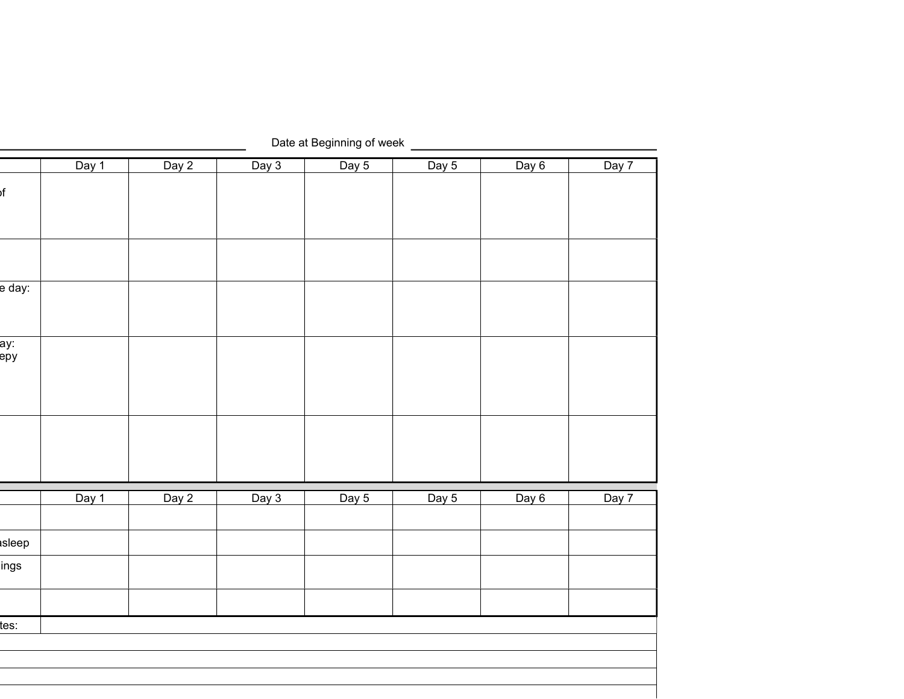Date at Beginning of week

| | Day 1 | Day 2 | Day 3 | Day 5 | Day 5 | Day 6 | Day 7 |
|---|---|---|---|---|---|---|---|
| of | | | | | | | |
| | | | | | | | |
| e day: | | | | | | | |
| ay: epy | | | | | | | |
| | | | | | | | |

| | Day 1 | Day 2 | Day 3 | Day 5 | Day 5 | Day 6 | Day 7 |
|---|---|---|---|---|---|---|---|
| | | | | | | | |
| asleep | | | | | | | |
| ings | | | | | | | |
| | | | | | | | |

tes: